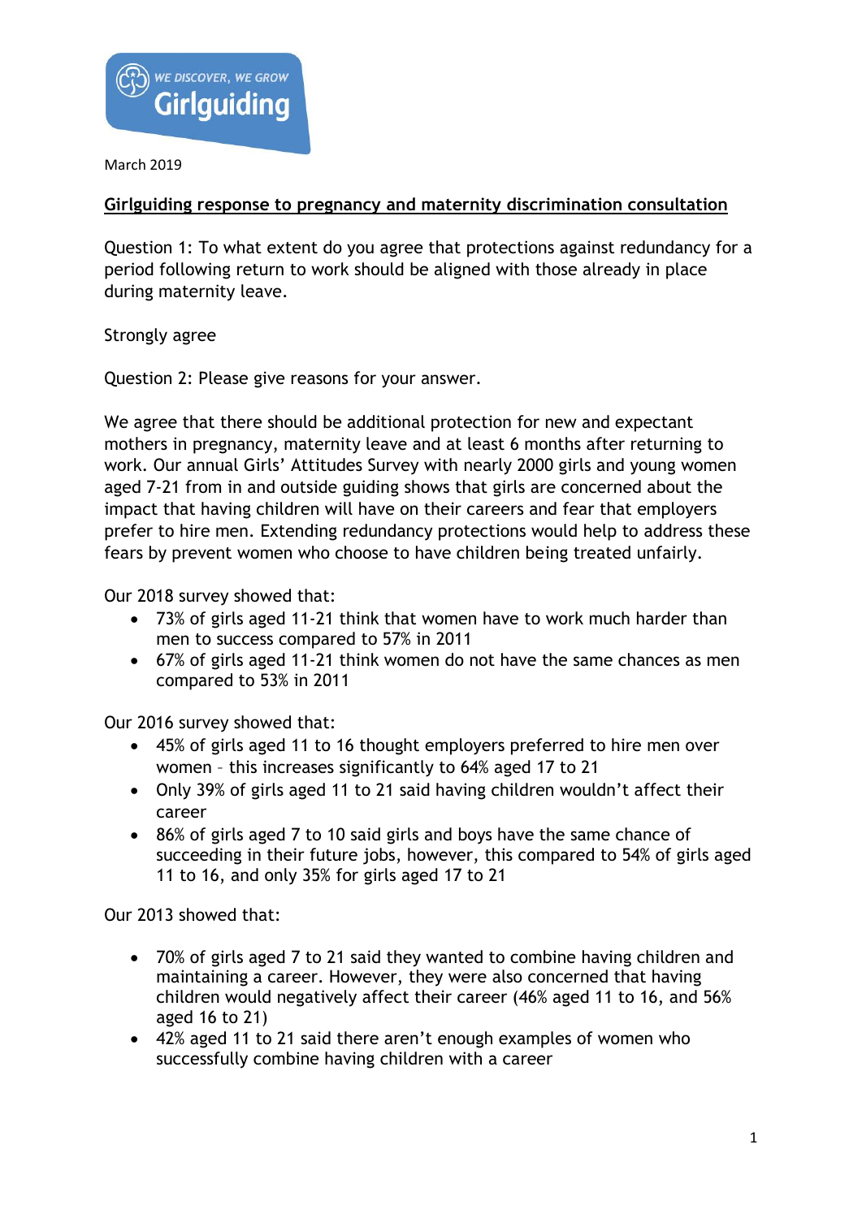March 2019

**Girlguiding response to pregnancy and maternity discrimination consultation**

Question 1: To what extent do you agree that protections against redundancy for a period following return to work should be aligned with those already in place during maternity leave.

Strongly agree

Question 2: Please give reasons for your answer.

We agree that there should be additional protection for new and expectant mothers in pregnancy, maternity leave and at least 6 months after returning to work. Our annual Girls' Attitudes Survey with nearly 2000 girls and young women aged 7-21 from in and outside guiding shows that girls are concerned about the impact that having children will have on their careers and fear that employers prefer to hire men. Extending redundancy protections would help to address these fears by prevent women who choose to have children being treated unfairly.

Our 2018 survey showed that:

- 73% of girls aged 11-21 think that women have to work much harder than men to success compared to 57% in 2011
- 67% of girls aged 11-21 think women do not have the same chances as men compared to 53% in 2011

Our 2016 survey showed that:

- 45% of girls aged 11 to 16 thought employers preferred to hire men over women – this increases significantly to 64% aged 17 to 21
- Only 39% of girls aged 11 to 21 said having children wouldn't affect their career
- 86% of girls aged 7 to 10 said girls and boys have the same chance of succeeding in their future jobs, however, this compared to 54% of girls aged 11 to 16, and only 35% for girls aged 17 to 21

Our 2013 showed that:

- 70% of girls aged 7 to 21 said they wanted to combine having children and maintaining a career. However, they were also concerned that having children would negatively affect their career (46% aged 11 to 16, and 56% aged 16 to 21)
- 42% aged 11 to 21 said there aren't enough examples of women who successfully combine having children with a career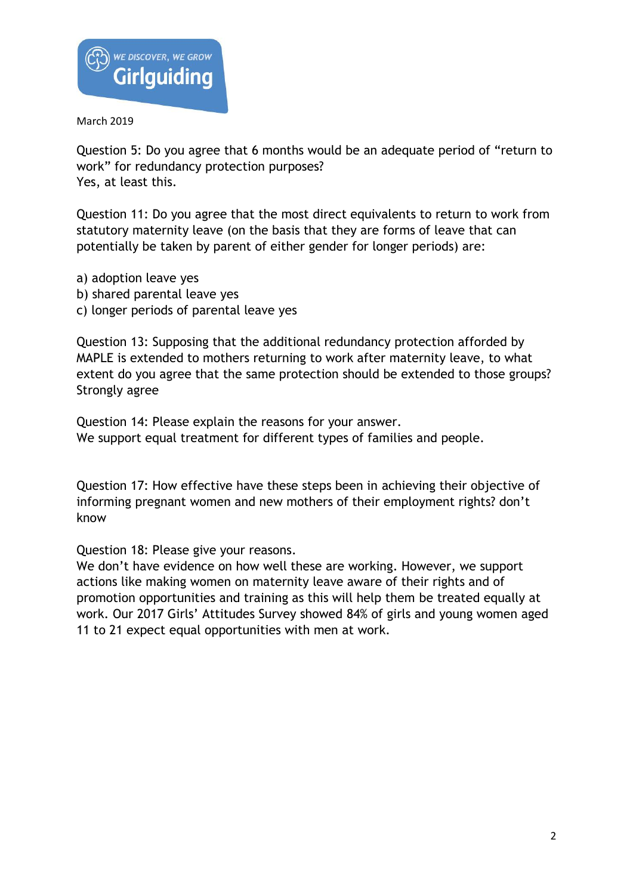March 2019

Question 5: Do you agree that 6 months would be an adequate period of "return to work" for redundancy protection purposes?
Yes, at least this.

Question 11: Do you agree that the most direct equivalents to return to work from statutory maternity leave (on the basis that they are forms of leave that can potentially be taken by parent of either gender for longer periods) are:

a) adoption leave yes
b) shared parental leave yes
c) longer periods of parental leave yes

Question 13: Supposing that the additional redundancy protection afforded by MAPLE is extended to mothers returning to work after maternity leave, to what extent do you agree that the same protection should be extended to those groups?
Strongly agree

Question 14: Please explain the reasons for your answer.
We support equal treatment for different types of families and people.

Question 17: How effective have these steps been in achieving their objective of informing pregnant women and new mothers of their employment rights? don't know

Question 18: Please give your reasons.
We don't have evidence on how well these are working. However, we support actions like making women on maternity leave aware of their rights and of promotion opportunities and training as this will help them be treated equally at work. Our 2017 Girls' Attitudes Survey showed 84% of girls and young women aged 11 to 21 expect equal opportunities with men at work.